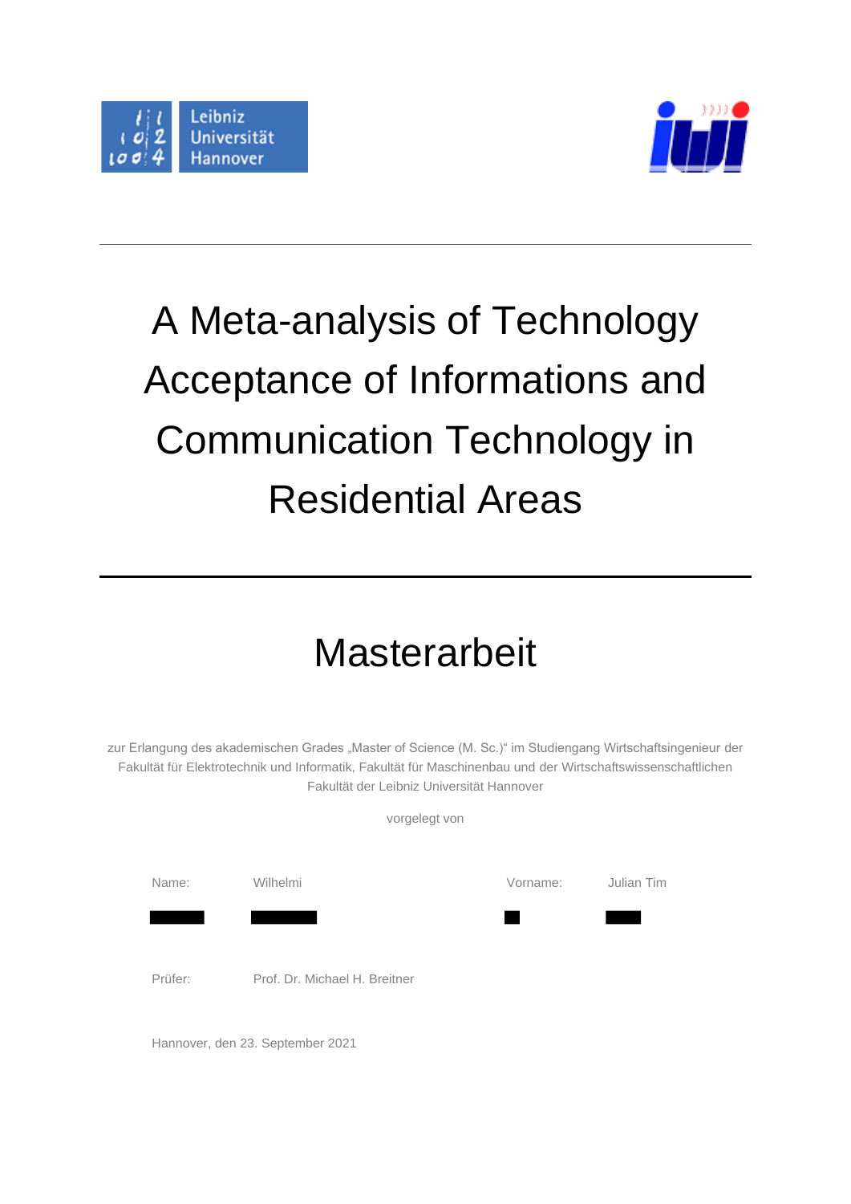# A Meta-analysis of Technology Acceptance of Informations and Communication Technology in Residential Areas

## Masterarbeit

zur Erlangung des akademischen Grades „Master of Science (M. Sc.)“ im Studiengang Wirtschaftsingenieur der Fakultät für Elektrotechnik und Informatik, Fakultät für Maschinenbau und der Wirtschaftswissenschaftlichen Fakultät der Leibniz Universität Hannover

vorgelegt von

| Name: | Wilhelmi | Vorname: | Julian Tim |
|---|---|---|---|

Prüfer: Prof. Dr. Michael H. Breitner

Hannover, den 23. September 2021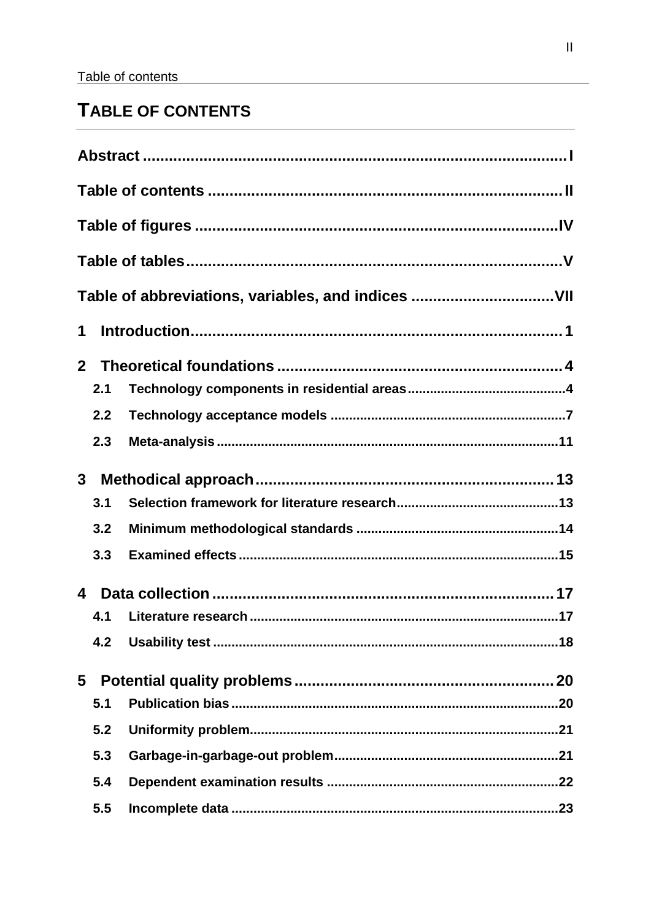# TABLE OF CONTENTS

**Abstract** ........................................................................................ I

**Table of contents** ........................................................................ II

**Table of figures** ......................................................................... IV

**Table of tables** ........................................................................... V

**Table of abbreviations, variables, and indices** ........................ VII

**1 Introduction** ................................................................................ 1

**2 Theoretical foundations** ............................................................ 4

- **2.1 Technology components in residential areas** ........................... 4
- **2.2 Technology acceptance models** ............................................... 7
- **2.3 Meta-analysis** .......................................................................... 11

**3 Methodical approach** .................................................................. 13

- **3.1 Selection framework for literature research** ............................ 13
- **3.2 Minimum methodological standards** ....................................... 14
- **3.3 Examined effects** .................................................................... 15

**4 Data collection** ........................................................................... 17

- **4.1 Literature research** ................................................................. 17
- **4.2 Usability test** ........................................................................... 18

**5 Potential quality problems** ......................................................... 20

- **5.1 Publication bias** ...................................................................... 20
- **5.2 Uniformity problem** .................................................................. 21
- **5.3 Garbage-in-garbage-out problem** ............................................ 21
- **5.4 Dependent examination results** .............................................. 22
- **5.5 Incomplete data** ...................................................................... 23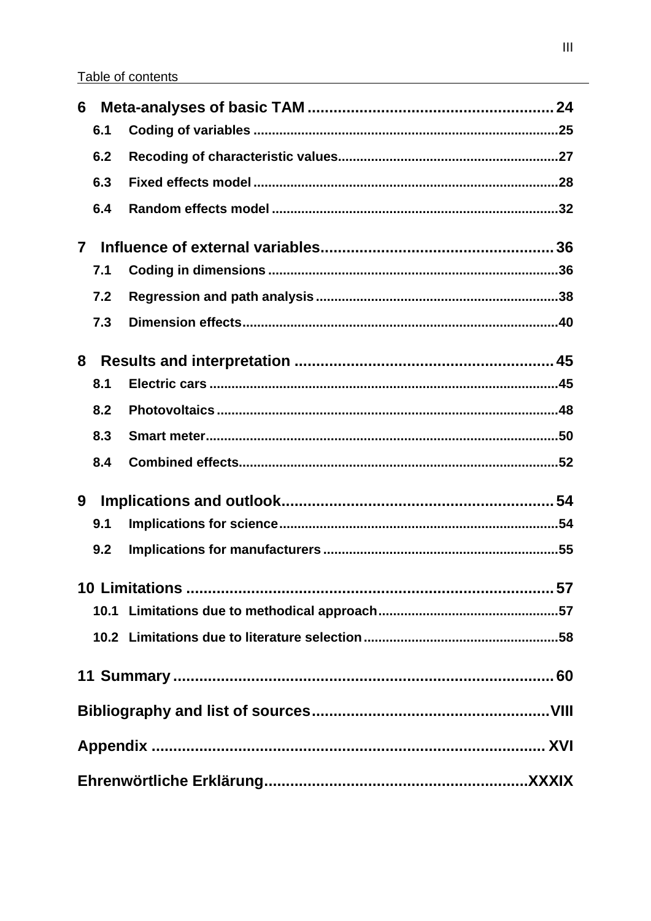Table of contents

**6 Meta-analyses of basic TAM ........................................................ 24**

- **6.1 Coding of variables .................................................................................25**
- **6.2 Recoding of characteristic values...........................................................27**
- **6.3 Fixed effects model .................................................................................28**
- **6.4 Random effects model ............................................................................32**

**7 Influence of external variables..................................................... 36**

- **7.1 Coding in dimensions ..............................................................................36**
- **7.2 Regression and path analysis .................................................................38**
- **7.3 Dimension effects....................................................................................40**

**8 Results and interpretation ........................................................... 45**

- **8.1 Electric cars .............................................................................................45**
- **8.2 Photovoltaics ...........................................................................................48**
- **8.3 Smart meter..............................................................................................50**
- **8.4 Combined effects.....................................................................................52**

**9 Implications and outlook.............................................................. 54**

- **9.1 Implications for science..........................................................................54**
- **9.2 Implications for manufacturers ..............................................................55**

**10 Limitations .................................................................................... 57**

- **10.1 Limitations due to methodical approach................................................57**
- **10.2 Limitations due to literature selection ...................................................58**

**11 Summary ....................................................................................... 60**

**Bibliography and list of sources...................................................... VIII**

**Appendix .......................................................................................... XVI**

**Ehrenwörtliche Erklärung............................................................ XXXIX**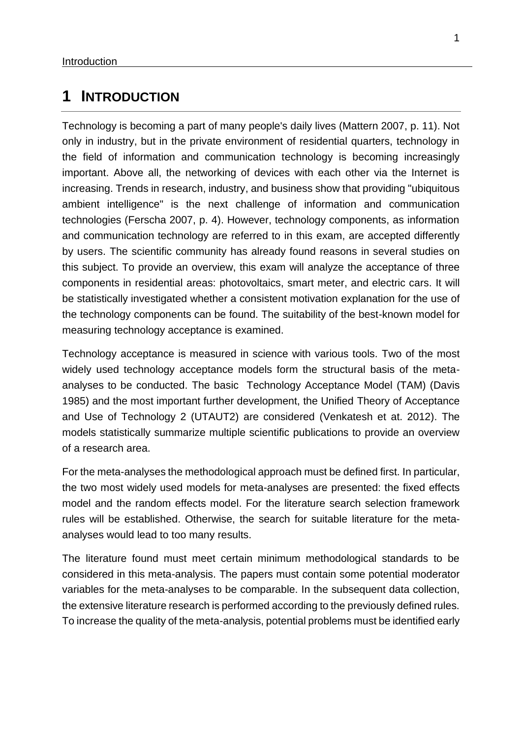# 1 INTRODUCTION

Technology is becoming a part of many people's daily lives (Mattern 2007, p. 11). Not only in industry, but in the private environment of residential quarters, technology in the field of information and communication technology is becoming increasingly important. Above all, the networking of devices with each other via the Internet is increasing. Trends in research, industry, and business show that providing "ubiquitous ambient intelligence" is the next challenge of information and communication technologies (Ferscha 2007, p. 4). However, technology components, as information and communication technology are referred to in this exam, are accepted differently by users. The scientific community has already found reasons in several studies on this subject. To provide an overview, this exam will analyze the acceptance of three components in residential areas: photovoltaics, smart meter, and electric cars. It will be statistically investigated whether a consistent motivation explanation for the use of the technology components can be found. The suitability of the best-known model for measuring technology acceptance is examined.

Technology acceptance is measured in science with various tools. Two of the most widely used technology acceptance models form the structural basis of the meta-analyses to be conducted. The basic Technology Acceptance Model (TAM) (Davis 1985) and the most important further development, the Unified Theory of Acceptance and Use of Technology 2 (UTAUT2) are considered (Venkatesh et at. 2012). The models statistically summarize multiple scientific publications to provide an overview of a research area.

For the meta-analyses the methodological approach must be defined first. In particular, the two most widely used models for meta-analyses are presented: the fixed effects model and the random effects model. For the literature search selection framework rules will be established. Otherwise, the search for suitable literature for the meta-analyses would lead to too many results.

The literature found must meet certain minimum methodological standards to be considered in this meta-analysis. The papers must contain some potential moderator variables for the meta-analyses to be comparable. In the subsequent data collection, the extensive literature research is performed according to the previously defined rules. To increase the quality of the meta-analysis, potential problems must be identified early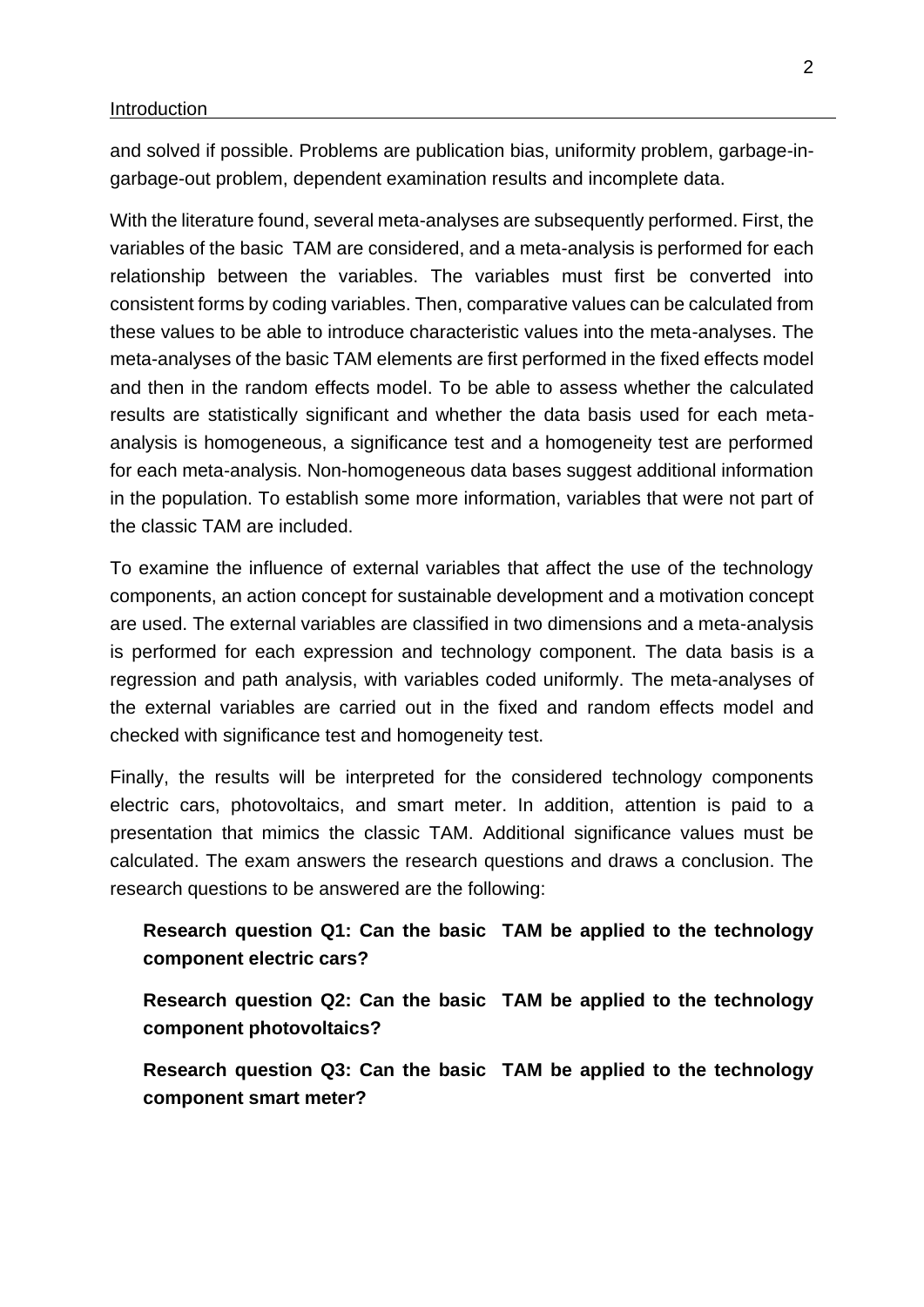and solved if possible. Problems are publication bias, uniformity problem, garbage-in-garbage-out problem, dependent examination results and incomplete data.

With the literature found, several meta-analyses are subsequently performed. First, the variables of the basic TAM are considered, and a meta-analysis is performed for each relationship between the variables. The variables must first be converted into consistent forms by coding variables. Then, comparative values can be calculated from these values to be able to introduce characteristic values into the meta-analyses. The meta-analyses of the basic TAM elements are first performed in the fixed effects model and then in the random effects model. To be able to assess whether the calculated results are statistically significant and whether the data basis used for each meta-analysis is homogeneous, a significance test and a homogeneity test are performed for each meta-analysis. Non-homogeneous data bases suggest additional information in the population. To establish some more information, variables that were not part of the classic TAM are included.

To examine the influence of external variables that affect the use of the technology components, an action concept for sustainable development and a motivation concept are used. The external variables are classified in two dimensions and a meta-analysis is performed for each expression and technology component. The data basis is a regression and path analysis, with variables coded uniformly. The meta-analyses of the external variables are carried out in the fixed and random effects model and checked with significance test and homogeneity test.

Finally, the results will be interpreted for the considered technology components electric cars, photovoltaics, and smart meter. In addition, attention is paid to a presentation that mimics the classic TAM. Additional significance values must be calculated. The exam answers the research questions and draws a conclusion. The research questions to be answered are the following:

**Research question Q1: Can the basic TAM be applied to the technology component electric cars?**

**Research question Q2: Can the basic TAM be applied to the technology component photovoltaics?**

**Research question Q3: Can the basic TAM be applied to the technology component smart meter?**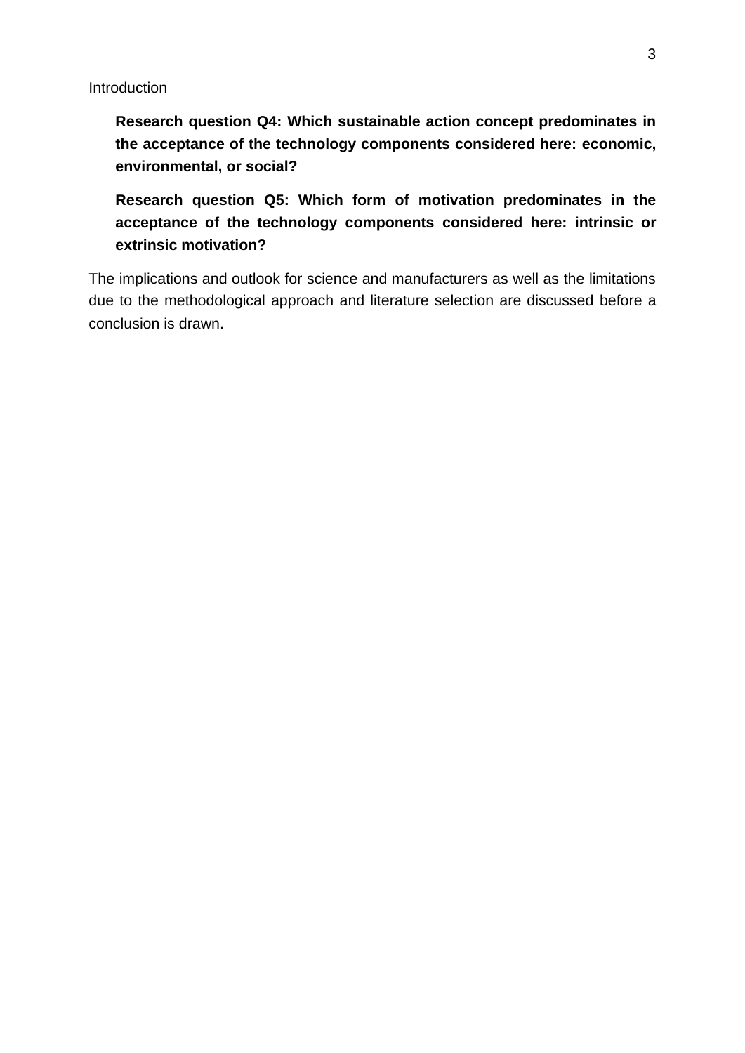**Research question Q4: Which sustainable action concept predominates in the acceptance of the technology components considered here: economic, environmental, or social?**

**Research question Q5: Which form of motivation predominates in the acceptance of the technology components considered here: intrinsic or extrinsic motivation?**

The implications and outlook for science and manufacturers as well as the limitations due to the methodological approach and literature selection are discussed before a conclusion is drawn.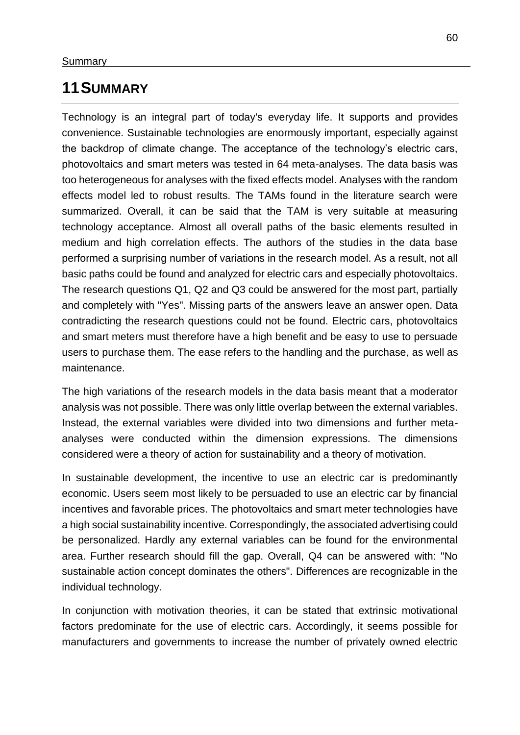# 11 SUMMARY

Technology is an integral part of today's everyday life. It supports and provides convenience. Sustainable technologies are enormously important, especially against the backdrop of climate change. The acceptance of the technology's electric cars, photovoltaics and smart meters was tested in 64 meta-analyses. The data basis was too heterogeneous for analyses with the fixed effects model. Analyses with the random effects model led to robust results. The TAMs found in the literature search were summarized. Overall, it can be said that the TAM is very suitable at measuring technology acceptance. Almost all overall paths of the basic elements resulted in medium and high correlation effects. The authors of the studies in the data base performed a surprising number of variations in the research model. As a result, not all basic paths could be found and analyzed for electric cars and especially photovoltaics. The research questions Q1, Q2 and Q3 could be answered for the most part, partially and completely with "Yes". Missing parts of the answers leave an answer open. Data contradicting the research questions could not be found. Electric cars, photovoltaics and smart meters must therefore have a high benefit and be easy to use to persuade users to purchase them. The ease refers to the handling and the purchase, as well as maintenance.

The high variations of the research models in the data basis meant that a moderator analysis was not possible. There was only little overlap between the external variables. Instead, the external variables were divided into two dimensions and further meta-analyses were conducted within the dimension expressions. The dimensions considered were a theory of action for sustainability and a theory of motivation.

In sustainable development, the incentive to use an electric car is predominantly economic. Users seem most likely to be persuaded to use an electric car by financial incentives and favorable prices. The photovoltaics and smart meter technologies have a high social sustainability incentive. Correspondingly, the associated advertising could be personalized. Hardly any external variables can be found for the environmental area. Further research should fill the gap. Overall, Q4 can be answered with: "No sustainable action concept dominates the others". Differences are recognizable in the individual technology.

In conjunction with motivation theories, it can be stated that extrinsic motivational factors predominate for the use of electric cars. Accordingly, it seems possible for manufacturers and governments to increase the number of privately owned electric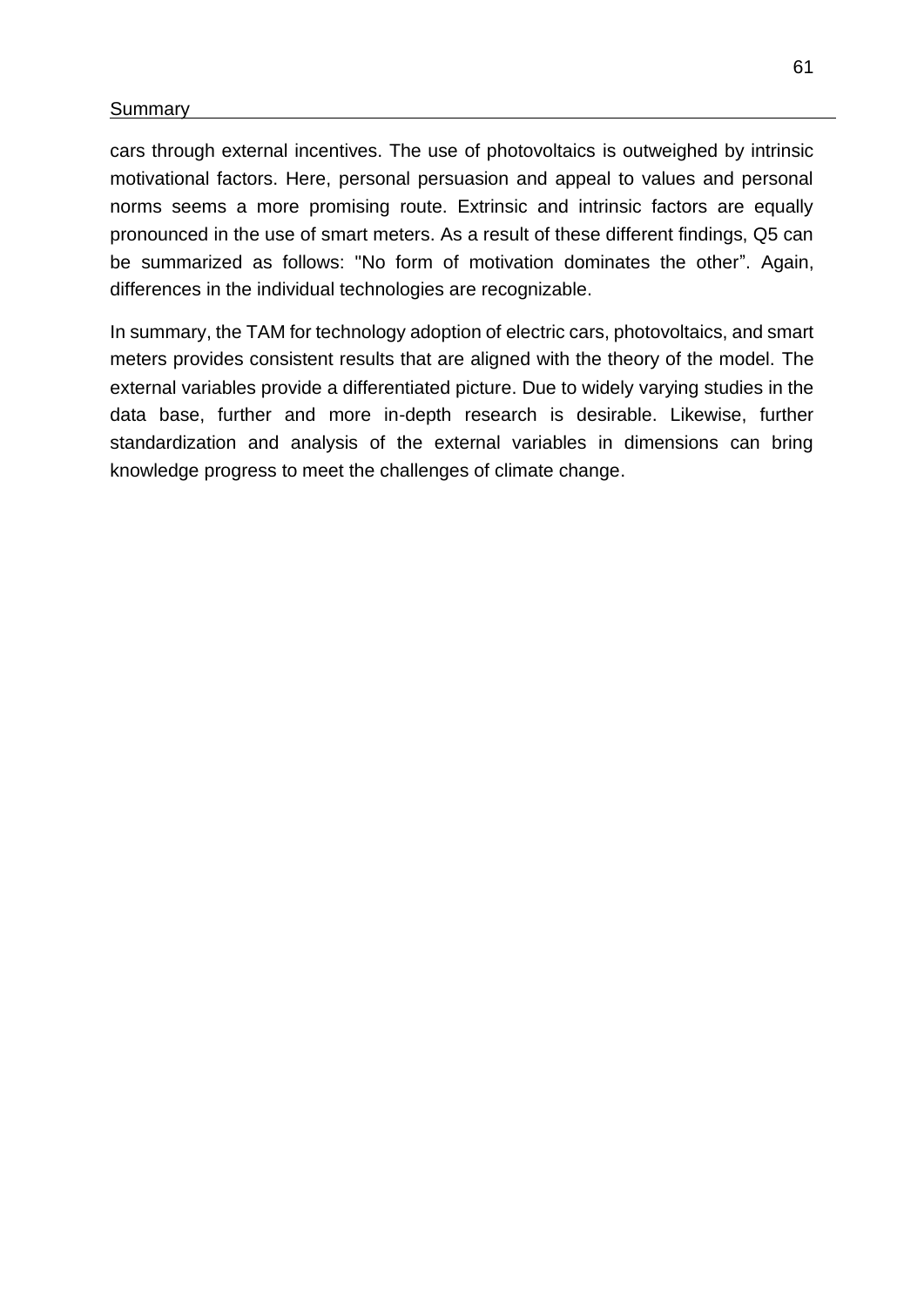cars through external incentives. The use of photovoltaics is outweighed by intrinsic motivational factors. Here, personal persuasion and appeal to values and personal norms seems a more promising route. Extrinsic and intrinsic factors are equally pronounced in the use of smart meters. As a result of these different findings, Q5 can be summarized as follows: "No form of motivation dominates the other”. Again, differences in the individual technologies are recognizable.

In summary, the TAM for technology adoption of electric cars, photovoltaics, and smart meters provides consistent results that are aligned with the theory of the model. The external variables provide a differentiated picture. Due to widely varying studies in the data base, further and more in-depth research is desirable. Likewise, further standardization and analysis of the external variables in dimensions can bring knowledge progress to meet the challenges of climate change.